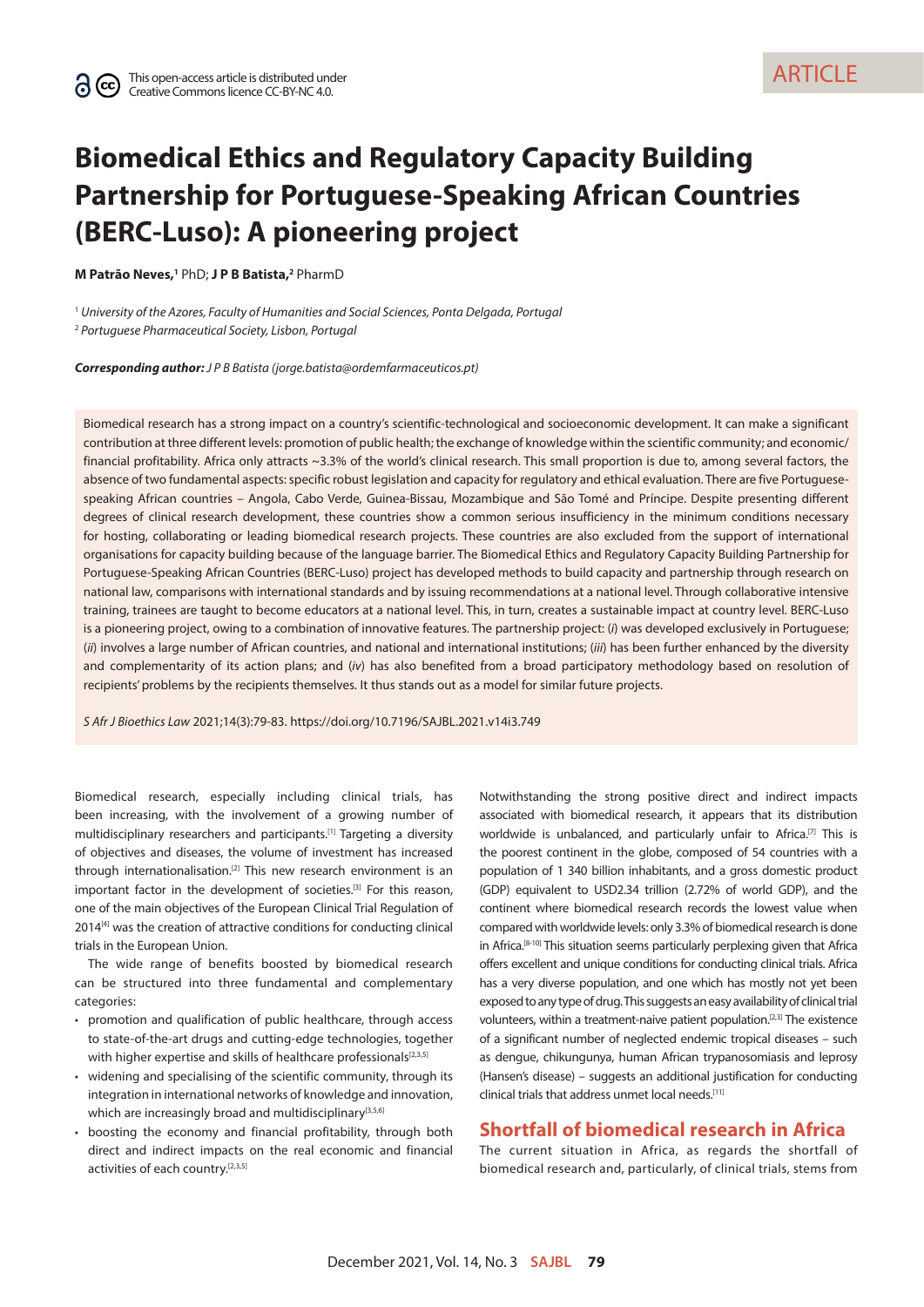This open-access article is distributed under Creative Commons licence CC-BY-NC 4.0.

ARTICLE

# Biomedical Ethics and Regulatory Capacity Building Partnership for Portuguese-Speaking African Countries (BERC-Luso): A pioneering project

**M Patrão Neves,[1]** PhD; **J P B Batista,[2]** PharmD

[1] *University of the Azores, Faculty of Humanities and Social Sciences, Ponta Delgada, Portugal*
[2] *Portuguese Pharmaceutical Society, Lisbon, Portugal*

***Corresponding author:*** *J P B Batista (jorge.batista@ordemfarmaceuticos.pt)*

Biomedical research has a strong impact on a country's scientific-technological and socioeconomic development. It can make a significant contribution at three different levels: promotion of public health; the exchange of knowledge within the scientific community; and economic/financial profitability. Africa only attracts ~3.3% of the world's clinical research. This small proportion is due to, among several factors, the absence of two fundamental aspects: specific robust legislation and capacity for regulatory and ethical evaluation. There are five Portuguese-speaking African countries – Angola, Cabo Verde, Guinea-Bissau, Mozambique and São Tomé and Príncipe. Despite presenting different degrees of clinical research development, these countries show a common serious insufficiency in the minimum conditions necessary for hosting, collaborating or leading biomedical research projects. These countries are also excluded from the support of international organisations for capacity building because of the language barrier. The Biomedical Ethics and Regulatory Capacity Building Partnership for Portuguese-Speaking African Countries (BERC-Luso) project has developed methods to build capacity and partnership through research on national law, comparisons with international standards and by issuing recommendations at a national level. Through collaborative intensive training, trainees are taught to become educators at a national level. This, in turn, creates a sustainable impact at country level. BERC-Luso is a pioneering project, owing to a combination of innovative features. The partnership project: (*i*) was developed exclusively in Portuguese; (*ii*) involves a large number of African countries, and national and international institutions; (*iii*) has been further enhanced by the diversity and complementarity of its action plans; and (*iv*) has also benefited from a broad participatory methodology based on resolution of recipients' problems by the recipients themselves. It thus stands out as a model for similar future projects.

*S Afr J Bioethics Law* 2021;14(3):79-83. https://doi.org/10.7196/SAJBL.2021.v14i3.749

Biomedical research, especially including clinical trials, has been increasing, with the involvement of a growing number of multidisciplinary researchers and participants.[1] Targeting a diversity of objectives and diseases, the volume of investment has increased through internationalisation.[2] This new research environment is an important factor in the development of societies.[3] For this reason, one of the main objectives of the European Clinical Trial Regulation of 2014[4] was the creation of attractive conditions for conducting clinical trials in the European Union.

The wide range of benefits boosted by biomedical research can be structured into three fundamental and complementary categories:

- promotion and qualification of public healthcare, through access to state-of-the-art drugs and cutting-edge technologies, together with higher expertise and skills of healthcare professionals[2,3,5]
- widening and specialising of the scientific community, through its integration in international networks of knowledge and innovation, which are increasingly broad and multidisciplinary[3,5,6]
- boosting the economy and financial profitability, through both direct and indirect impacts on the real economic and financial activities of each country.[2,3,5]

Notwithstanding the strong positive direct and indirect impacts associated with biomedical research, it appears that its distribution worldwide is unbalanced, and particularly unfair to Africa.[7] This is the poorest continent in the globe, composed of 54 countries with a population of 1 340 billion inhabitants, and a gross domestic product (GDP) equivalent to USD2.34 trillion (2.72% of world GDP), and the continent where biomedical research records the lowest value when compared with worldwide levels: only 3.3% of biomedical research is done in Africa.[8-10] This situation seems particularly perplexing given that Africa offers excellent and unique conditions for conducting clinical trials. Africa has a very diverse population, and one which has mostly not yet been exposed to any type of drug. This suggests an easy availability of clinical trial volunteers, within a treatment-naive patient population.[2,3] The existence of a significant number of neglected endemic tropical diseases – such as dengue, chikungunya, human African trypanosomiasis and leprosy (Hansen's disease) – suggests an additional justification for conducting clinical trials that address unmet local needs.[11]

## Shortfall of biomedical research in Africa

The current situation in Africa, as regards the shortfall of biomedical research and, particularly, of clinical trials, stems from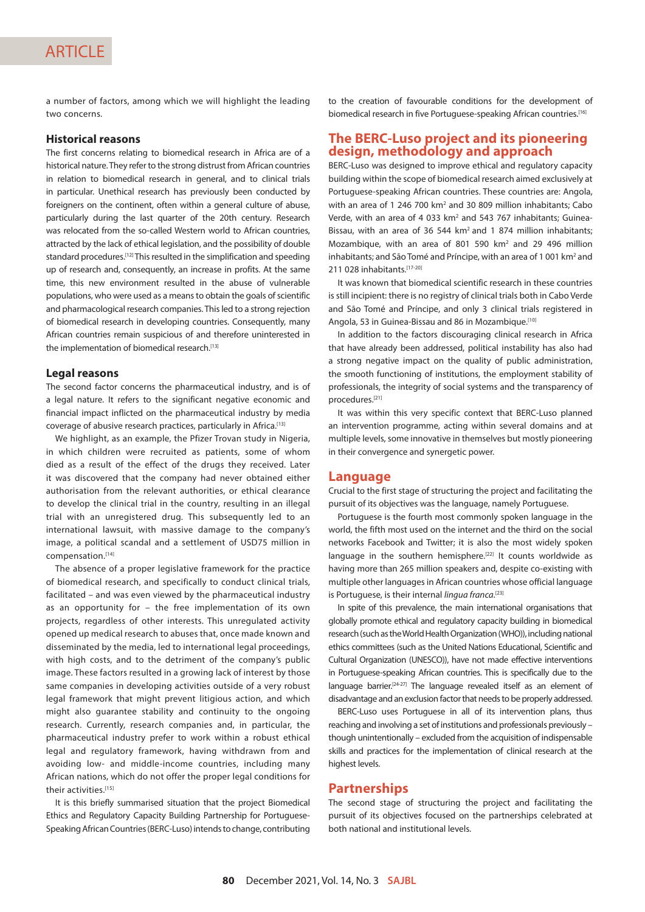a number of factors, among which we will highlight the leading two concerns.

### Historical reasons

The first concerns relating to biomedical research in Africa are of a historical nature. They refer to the strong distrust from African countries in relation to biomedical research in general, and to clinical trials in particular. Unethical research has previously been conducted by foreigners on the continent, often within a general culture of abuse, particularly during the last quarter of the 20th century. Research was relocated from the so-called Western world to African countries, attracted by the lack of ethical legislation, and the possibility of double standard procedures.[12] This resulted in the simplification and speeding up of research and, consequently, an increase in profits. At the same time, this new environment resulted in the abuse of vulnerable populations, who were used as a means to obtain the goals of scientific and pharmacological research companies. This led to a strong rejection of biomedical research in developing countries. Consequently, many African countries remain suspicious of and therefore uninterested in the implementation of biomedical research.[13]

### Legal reasons

The second factor concerns the pharmaceutical industry, and is of a legal nature. It refers to the significant negative economic and financial impact inflicted on the pharmaceutical industry by media coverage of abusive research practices, particularly in Africa.[13]

We highlight, as an example, the Pfizer Trovan study in Nigeria, in which children were recruited as patients, some of whom died as a result of the effect of the drugs they received. Later it was discovered that the company had never obtained either authorisation from the relevant authorities, or ethical clearance to develop the clinical trial in the country, resulting in an illegal trial with an unregistered drug. This subsequently led to an international lawsuit, with massive damage to the company's image, a political scandal and a settlement of USD75 million in compensation.[14]

The absence of a proper legislative framework for the practice of biomedical research, and specifically to conduct clinical trials, facilitated – and was even viewed by the pharmaceutical industry as an opportunity for – the free implementation of its own projects, regardless of other interests. This unregulated activity opened up medical research to abuses that, once made known and disseminated by the media, led to international legal proceedings, with high costs, and to the detriment of the company's public image. These factors resulted in a growing lack of interest by those same companies in developing activities outside of a very robust legal framework that might prevent litigious action, and which might also guarantee stability and continuity to the ongoing research. Currently, research companies and, in particular, the pharmaceutical industry prefer to work within a robust ethical legal and regulatory framework, having withdrawn from and avoiding low- and middle-income countries, including many African nations, which do not offer the proper legal conditions for their activities.[15]

It is this briefly summarised situation that the project Biomedical Ethics and Regulatory Capacity Building Partnership for Portuguese-Speaking African Countries (BERC-Luso) intends to change, contributing to the creation of favourable conditions for the development of biomedical research in five Portuguese-speaking African countries.[16]

## The BERC-Luso project and its pioneering design, methodology and approach

BERC-Luso was designed to improve ethical and regulatory capacity building within the scope of biomedical research aimed exclusively at Portuguese-speaking African countries. These countries are: Angola, with an area of 1 246 700 km² and 30 809 million inhabitants; Cabo Verde, with an area of 4 033 km² and 543 767 inhabitants; Guinea-Bissau, with an area of 36 544 km² and 1 874 million inhabitants; Mozambique, with an area of 801 590 km² and 29 496 million inhabitants; and São Tomé and Príncipe, with an area of 1 001 km² and 211 028 inhabitants.[17-20]

It was known that biomedical scientific research in these countries is still incipient: there is no registry of clinical trials both in Cabo Verde and São Tomé and Príncipe, and only 3 clinical trials registered in Angola, 53 in Guinea-Bissau and 86 in Mozambique.[10]

In addition to the factors discouraging clinical research in Africa that have already been addressed, political instability has also had a strong negative impact on the quality of public administration, the smooth functioning of institutions, the employment stability of professionals, the integrity of social systems and the transparency of procedures.[21]

It was within this very specific context that BERC-Luso planned an intervention programme, acting within several domains and at multiple levels, some innovative in themselves but mostly pioneering in their convergence and synergetic power.

## Language

Crucial to the first stage of structuring the project and facilitating the pursuit of its objectives was the language, namely Portuguese.

Portuguese is the fourth most commonly spoken language in the world, the fifth most used on the internet and the third on the social networks Facebook and Twitter; it is also the most widely spoken language in the southern hemisphere.[22] It counts worldwide as having more than 265 million speakers and, despite co-existing with multiple other languages in African countries whose official language is Portuguese, is their internal *lingua franca*.[23]

In spite of this prevalence, the main international organisations that globally promote ethical and regulatory capacity building in biomedical research (such as the World Health Organization (WHO)), including national ethics committees (such as the United Nations Educational, Scientific and Cultural Organization (UNESCO)), have not made effective interventions in Portuguese-speaking African countries. This is specifically due to the language barrier.[24-27] The language revealed itself as an element of disadvantage and an exclusion factor that needs to be properly addressed.

BERC-Luso uses Portuguese in all of its intervention plans, thus reaching and involving a set of institutions and professionals previously – though unintentionally – excluded from the acquisition of indispensable skills and practices for the implementation of clinical research at the highest levels.

## Partnerships

The second stage of structuring the project and facilitating the pursuit of its objectives focused on the partnerships celebrated at both national and institutional levels.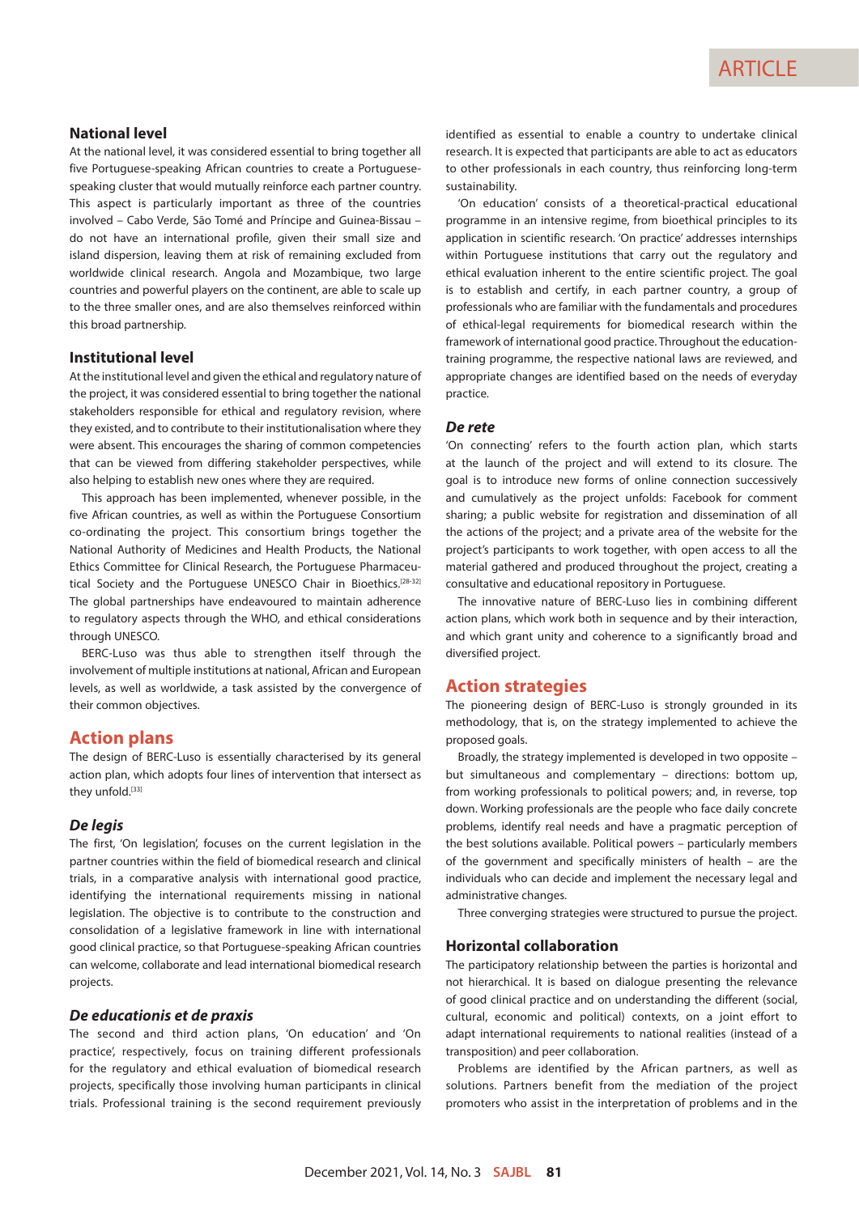### National level

At the national level, it was considered essential to bring together all five Portuguese-speaking African countries to create a Portuguese-speaking cluster that would mutually reinforce each partner country. This aspect is particularly important as three of the countries involved – Cabo Verde, São Tomé and Príncipe and Guinea-Bissau – do not have an international profile, given their small size and island dispersion, leaving them at risk of remaining excluded from worldwide clinical research. Angola and Mozambique, two large countries and powerful players on the continent, are able to scale up to the three smaller ones, and are also themselves reinforced within this broad partnership.

### Institutional level

At the institutional level and given the ethical and regulatory nature of the project, it was considered essential to bring together the national stakeholders responsible for ethical and regulatory revision, where they existed, and to contribute to their institutionalisation where they were absent. This encourages the sharing of common competencies that can be viewed from differing stakeholder perspectives, while also helping to establish new ones where they are required.

This approach has been implemented, whenever possible, in the five African countries, as well as within the Portuguese Consortium co-ordinating the project. This consortium brings together the National Authority of Medicines and Health Products, the National Ethics Committee for Clinical Research, the Portuguese Pharmaceutical Society and the Portuguese UNESCO Chair in Bioethics.[28-32] The global partnerships have endeavoured to maintain adherence to regulatory aspects through the WHO, and ethical considerations through UNESCO.

BERC-Luso was thus able to strengthen itself through the involvement of multiple institutions at national, African and European levels, as well as worldwide, a task assisted by the convergence of their common objectives.

## Action plans

The design of BERC-Luso is essentially characterised by its general action plan, which adopts four lines of intervention that intersect as they unfold.[33]

### *De legis*

The first, 'On legislation', focuses on the current legislation in the partner countries within the field of biomedical research and clinical trials, in a comparative analysis with international good practice, identifying the international requirements missing in national legislation. The objective is to contribute to the construction and consolidation of a legislative framework in line with international good clinical practice, so that Portuguese-speaking African countries can welcome, collaborate and lead international biomedical research projects.

### *De educationis et de praxis*

The second and third action plans, 'On education' and 'On practice', respectively, focus on training different professionals for the regulatory and ethical evaluation of biomedical research projects, specifically those involving human participants in clinical trials. Professional training is the second requirement previously identified as essential to enable a country to undertake clinical research. It is expected that participants are able to act as educators to other professionals in each country, thus reinforcing long-term sustainability.

'On education' consists of a theoretical-practical educational programme in an intensive regime, from bioethical principles to its application in scientific research. 'On practice' addresses internships within Portuguese institutions that carry out the regulatory and ethical evaluation inherent to the entire scientific project. The goal is to establish and certify, in each partner country, a group of professionals who are familiar with the fundamentals and procedures of ethical-legal requirements for biomedical research within the framework of international good practice. Throughout the education-training programme, the respective national laws are reviewed, and appropriate changes are identified based on the needs of everyday practice.

### *De rete*

'On connecting' refers to the fourth action plan, which starts at the launch of the project and will extend to its closure. The goal is to introduce new forms of online connection successively and cumulatively as the project unfolds: Facebook for comment sharing; a public website for registration and dissemination of all the actions of the project; and a private area of the website for the project's participants to work together, with open access to all the material gathered and produced throughout the project, creating a consultative and educational repository in Portuguese.

The innovative nature of BERC-Luso lies in combining different action plans, which work both in sequence and by their interaction, and which grant unity and coherence to a significantly broad and diversified project.

## Action strategies

The pioneering design of BERC-Luso is strongly grounded in its methodology, that is, on the strategy implemented to achieve the proposed goals.

Broadly, the strategy implemented is developed in two opposite – but simultaneous and complementary – directions: bottom up, from working professionals to political powers; and, in reverse, top down. Working professionals are the people who face daily concrete problems, identify real needs and have a pragmatic perception of the best solutions available. Political powers – particularly members of the government and specifically ministers of health – are the individuals who can decide and implement the necessary legal and administrative changes.

Three converging strategies were structured to pursue the project.

### Horizontal collaboration

The participatory relationship between the parties is horizontal and not hierarchical. It is based on dialogue presenting the relevance of good clinical practice and on understanding the different (social, cultural, economic and political) contexts, on a joint effort to adapt international requirements to national realities (instead of a transposition) and peer collaboration.

Problems are identified by the African partners, as well as solutions. Partners benefit from the mediation of the project promoters who assist in the interpretation of problems and in the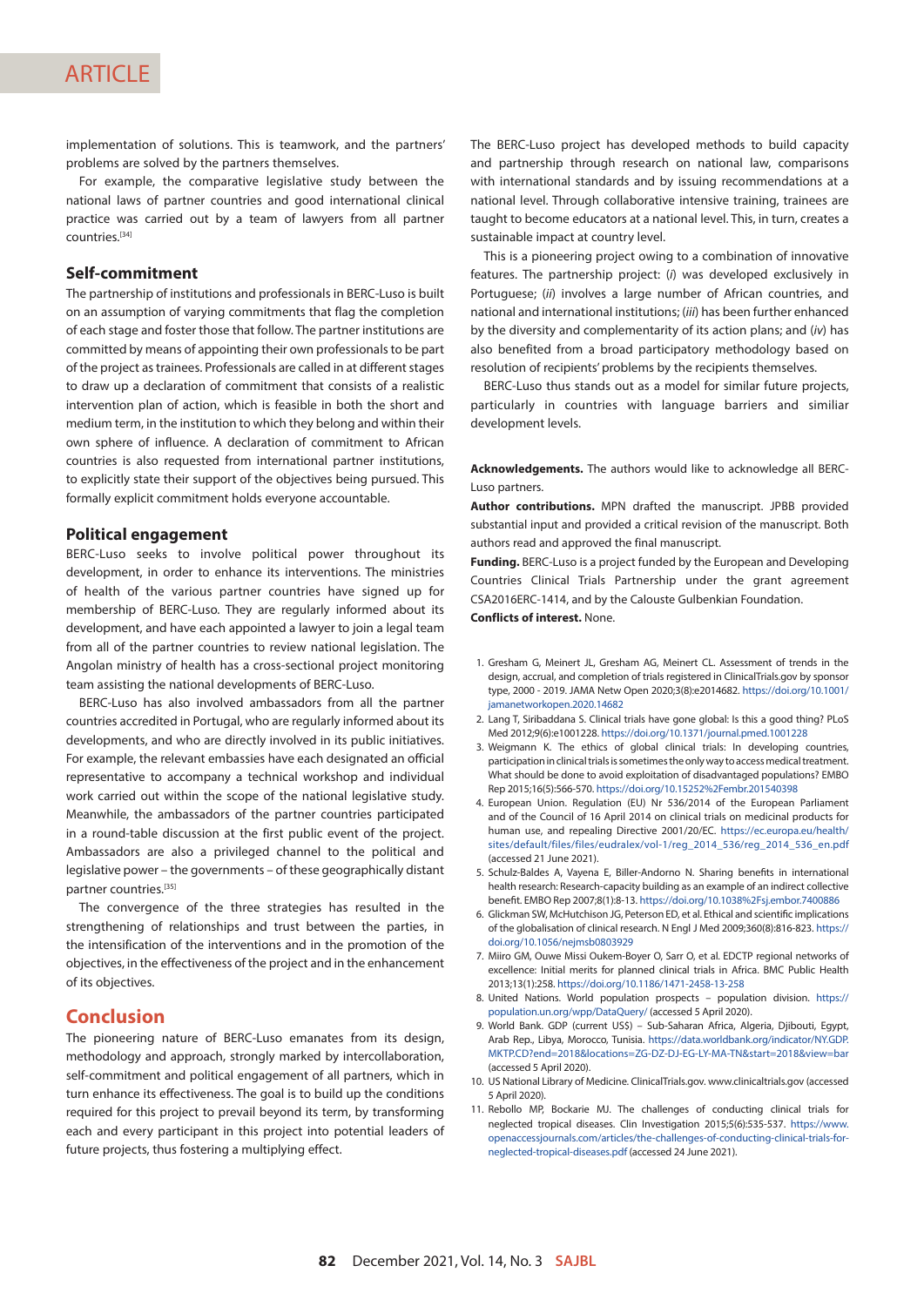implementation of solutions. This is teamwork, and the partners' problems are solved by the partners themselves.

For example, the comparative legislative study between the national laws of partner countries and good international clinical practice was carried out by a team of lawyers from all partner countries.[34]

### Self-commitment

The partnership of institutions and professionals in BERC-Luso is built on an assumption of varying commitments that flag the completion of each stage and foster those that follow. The partner institutions are committed by means of appointing their own professionals to be part of the project as trainees. Professionals are called in at different stages to draw up a declaration of commitment that consists of a realistic intervention plan of action, which is feasible in both the short and medium term, in the institution to which they belong and within their own sphere of influence. A declaration of commitment to African countries is also requested from international partner institutions, to explicitly state their support of the objectives being pursued. This formally explicit commitment holds everyone accountable.

### Political engagement

BERC-Luso seeks to involve political power throughout its development, in order to enhance its interventions. The ministries of health of the various partner countries have signed up for membership of BERC-Luso. They are regularly informed about its development, and have each appointed a lawyer to join a legal team from all of the partner countries to review national legislation. The Angolan ministry of health has a cross-sectional project monitoring team assisting the national developments of BERC-Luso.

BERC-Luso has also involved ambassadors from all the partner countries accredited in Portugal, who are regularly informed about its developments, and who are directly involved in its public initiatives. For example, the relevant embassies have each designated an official representative to accompany a technical workshop and individual work carried out within the scope of the national legislative study. Meanwhile, the ambassadors of the partner countries participated in a round-table discussion at the first public event of the project. Ambassadors are also a privileged channel to the political and legislative power – the governments – of these geographically distant partner countries.[35]

The convergence of the three strategies has resulted in the strengthening of relationships and trust between the parties, in the intensification of the interventions and in the promotion of the objectives, in the effectiveness of the project and in the enhancement of its objectives.

## Conclusion

The pioneering nature of BERC-Luso emanates from its design, methodology and approach, strongly marked by intercollaboration, self-commitment and political engagement of all partners, which in turn enhance its effectiveness. The goal is to build up the conditions required for this project to prevail beyond its term, by transforming each and every participant in this project into potential leaders of future projects, thus fostering a multiplying effect.

The BERC-Luso project has developed methods to build capacity and partnership through research on national law, comparisons with international standards and by issuing recommendations at a national level. Through collaborative intensive training, trainees are taught to become educators at a national level. This, in turn, creates a sustainable impact at country level.

This is a pioneering project owing to a combination of innovative features. The partnership project: (*i*) was developed exclusively in Portuguese; (*ii*) involves a large number of African countries, and national and international institutions; (*iii*) has been further enhanced by the diversity and complementarity of its action plans; and (*iv*) has also benefited from a broad participatory methodology based on resolution of recipients' problems by the recipients themselves.

BERC-Luso thus stands out as a model for similar future projects, particularly in countries with language barriers and similiar development levels.

**Acknowledgements.** The authors would like to acknowledge all BERC-Luso partners.

**Author contributions.** MPN drafted the manuscript. JPBB provided substantial input and provided a critical revision of the manuscript. Both authors read and approved the final manuscript.

**Funding.** BERC-Luso is a project funded by the European and Developing Countries Clinical Trials Partnership under the grant agreement CSA2016ERC-1414, and by the Calouste Gulbenkian Foundation.

**Conflicts of interest.** None.

1. Gresham G, Meinert JL, Gresham AG, Meinert CL. Assessment of trends in the design, accrual, and completion of trials registered in ClinicalTrials.gov by sponsor type, 2000 - 2019. JAMA Netw Open 2020;3(8):e2014682. https://doi.org/10.1001/jamanetworkopen.2020.14682
2. Lang T, Siribaddana S. Clinical trials have gone global: Is this a good thing? PLoS Med 2012;9(6):e1001228. https://doi.org/10.1371/journal.pmed.1001228
3. Weigmann K. The ethics of global clinical trials: In developing countries, participation in clinical trials is sometimes the only way to access medical treatment. What should be done to avoid exploitation of disadvantaged populations? EMBO Rep 2015;16(5):566-570. https://doi.org/10.15252%2Fembr.201540398
4. European Union. Regulation (EU) Nr 536/2014 of the European Parliament and of the Council of 16 April 2014 on clinical trials on medicinal products for human use, and repealing Directive 2001/20/EC. https://ec.europa.eu/health/sites/default/files/files/eudralex/vol-1/reg_2014_536/reg_2014_536_en.pdf (accessed 21 June 2021).
5. Schulz-Baldes A, Vayena E, Biller-Andorno N. Sharing benefits in international health research: Research-capacity building as an example of an indirect collective benefit. EMBO Rep 2007;8(1):8-13. https://doi.org/10.1038%2Fsj.embor.7400886
6. Glickman SW, McHutchison JG, Peterson ED, et al. Ethical and scientific implications of the globalisation of clinical research. N Engl J Med 2009;360(8):816-823. https://doi.org/10.1056/nejmsb0803929
7. Miiro GM, Ouwe Missi Oukem-Boyer O, Sarr O, et al. EDCTP regional networks of excellence: Initial merits for planned clinical trials in Africa. BMC Public Health 2013;13(1):258. https://doi.org/10.1186/1471-2458-13-258
8. United Nations. World population prospects – population division. https://population.un.org/wpp/DataQuery/ (accessed 5 April 2020).
9. World Bank. GDP (current US$) – Sub-Saharan Africa, Algeria, Djibouti, Egypt, Arab Rep., Libya, Morocco, Tunisia. https://data.worldbank.org/indicator/NY.GDP.MKTP.CD?end=2018&locations=ZG-DZ-DJ-EG-LY-MA-TN&start=2018&view=bar (accessed 5 April 2020).
10. US National Library of Medicine. ClinicalTrials.gov. www.clinicaltrials.gov (accessed 5 April 2020).
11. Rebollo MP, Bockarie MJ. The challenges of conducting clinical trials for neglected tropical diseases. Clin Investigation 2015;5(6):535-537. https://www.openaccessjournals.com/articles/the-challenges-of-conducting-clinical-trials-for-neglected-tropical-diseases.pdf (accessed 24 June 2021).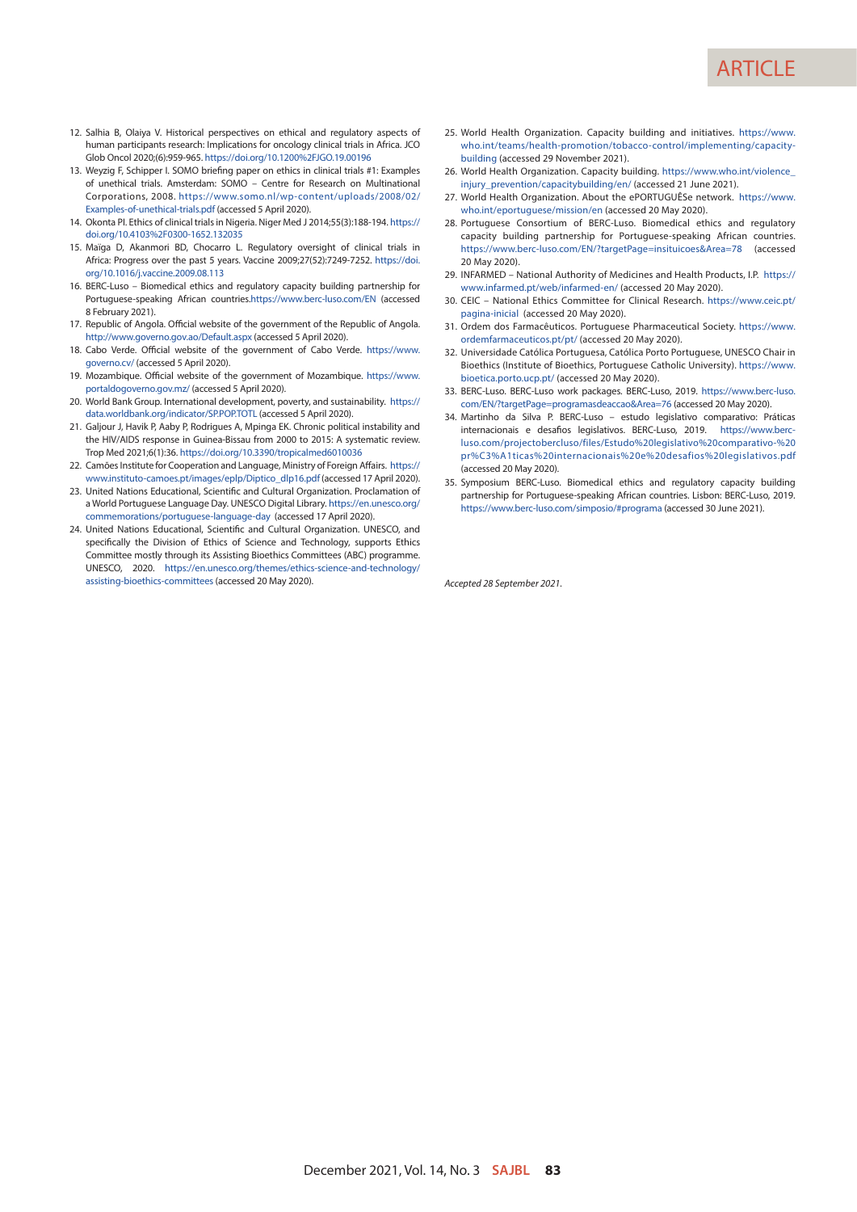12. Salhia B, Olaiya V. Historical perspectives on ethical and regulatory aspects of human participants research: Implications for oncology clinical trials in Africa. JCO Glob Oncol 2020;(6):959-965. https://doi.org/10.1200%2FJGO.19.00196
13. Weyzig F, Schipper I. SOMO briefing paper on ethics in clinical trials #1: Examples of unethical trials. Amsterdam: SOMO – Centre for Research on Multinational Corporations, 2008. https://www.somo.nl/wp-content/uploads/2008/02/Examples-of-unethical-trials.pdf (accessed 5 April 2020).
14. Okonta PI. Ethics of clinical trials in Nigeria. Niger Med J 2014;55(3):188-194. https://doi.org/10.4103%2F0300-1652.132035
15. Maïga D, Akanmori BD, Chocarro L. Regulatory oversight of clinical trials in Africa: Progress over the past 5 years. Vaccine 2009;27(52):7249-7252. https://doi.org/10.1016/j.vaccine.2009.08.113
16. BERC-Luso – Biomedical ethics and regulatory capacity building partnership for Portuguese-speaking African countries.https://www.berc-luso.com/EN (accessed 8 February 2021).
17. Republic of Angola. Official website of the government of the Republic of Angola. http://www.governo.gov.ao/Default.aspx (accessed 5 April 2020).
18. Cabo Verde. Official website of the government of Cabo Verde. https://www.governo.cv/ (accessed 5 April 2020).
19. Mozambique. Official website of the government of Mozambique. https://www.portaldogoverno.gov.mz/ (accessed 5 April 2020).
20. World Bank Group. International development, poverty, and sustainability. https://data.worldbank.org/indicator/SP.POP.TOTL (accessed 5 April 2020).
21. Galjour J, Havik P, Aaby P, Rodrigues A, Mpinga EK. Chronic political instability and the HIV/AIDS response in Guinea-Bissau from 2000 to 2015: A systematic review. Trop Med 2021;6(1):36. https://doi.org/10.3390/tropicalmed6010036
22. Camões Institute for Cooperation and Language, Ministry of Foreign Affairs. https://www.instituto-camoes.pt/images/eplp/Diptico_dlp16.pdf (accessed 17 April 2020).
23. United Nations Educational, Scientific and Cultural Organization. Proclamation of a World Portuguese Language Day. UNESCO Digital Library. https://en.unesco.org/commemorations/portuguese-language-day (accessed 17 April 2020).
24. United Nations Educational, Scientific and Cultural Organization. UNESCO, and specifically the Division of Ethics of Science and Technology, supports Ethics Committee mostly through its Assisting Bioethics Committees (ABC) programme. UNESCO, 2020. https://en.unesco.org/themes/ethics-science-and-technology/assisting-bioethics-committees (accessed 20 May 2020).
25. World Health Organization. Capacity building and initiatives. https://www.who.int/teams/health-promotion/tobacco-control/implementing/capacity-building (accessed 29 November 2021).
26. World Health Organization. Capacity building. https://www.who.int/violence_injury_prevention/capacitybuilding/en/ (accessed 21 June 2021).
27. World Health Organization. About the ePORTUGUÊSe network. https://www.who.int/eportuguese/mission/en (accessed 20 May 2020).
28. Portuguese Consortium of BERC-Luso. Biomedical ethics and regulatory capacity building partnership for Portuguese-speaking African countries. https://www.berc-luso.com/EN/?targetPage=insituicoes&Area=78 (accessed 20 May 2020).
29. INFARMED – National Authority of Medicines and Health Products, I.P. https://www.infarmed.pt/web/infarmed-en/ (accessed 20 May 2020).
30. CEIC – National Ethics Committee for Clinical Research. https://www.ceic.pt/pagina-inicial (accessed 20 May 2020).
31. Ordem dos Farmacêuticos. Portuguese Pharmaceutical Society. https://www.ordemfarmaceuticos.pt/pt/ (accessed 20 May 2020).
32. Universidade Católica Portuguesa, Católica Porto Portuguese, UNESCO Chair in Bioethics (Institute of Bioethics, Portuguese Catholic University). https://www.bioetica.porto.ucp.pt/ (accessed 20 May 2020).
33. BERC-Luso. BERC-Luso work packages. BERC-Luso, 2019. https://www.berc-luso.com/EN/?targetPage=programasdeaccao&Area=76 (accessed 20 May 2020).
34. Martinho da Silva P. BERC-Luso – estudo legislativo comparativo: Práticas internacionais e desafios legislativos. BERC-Luso, 2019. https://www.berc-luso.com/projectobercluso/files/Estudo%20legislativo%20comparativo-%20pr%C3%A1ticas%20internacionais%20e%20desafios%20legislativos.pdf (accessed 20 May 2020).
35. Symposium BERC-Luso. Biomedical ethics and regulatory capacity building partnership for Portuguese-speaking African countries. Lisbon: BERC-Luso, 2019. https://www.berc-luso.com/simposio/#programa (accessed 30 June 2021).

*Accepted 28 September 2021.*